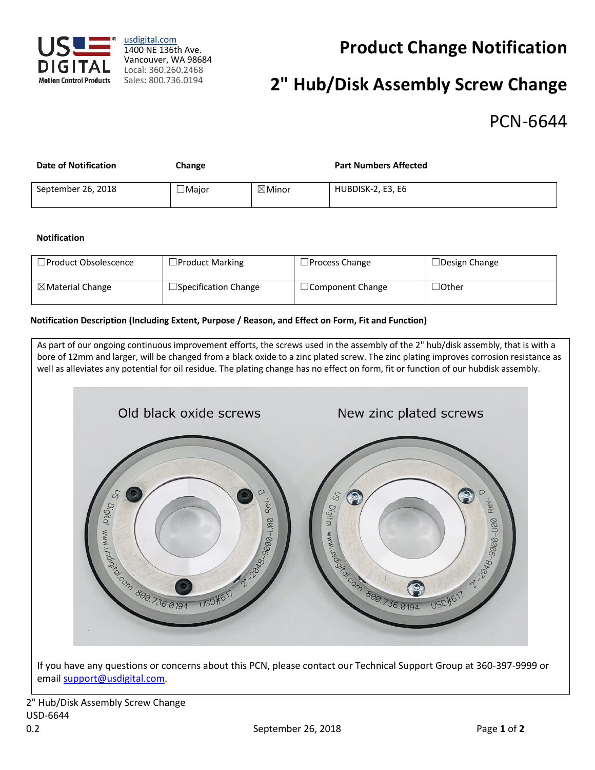usdigital.com
1400 NE 136th Ave.
Vancouver, WA 98684
Local: 360.260.2468
Sales: 800.736.0194

# Product Change Notification

# 2" Hub/Disk Assembly Screw Change

## PCN-6644

| Date of Notification | Change | | Part Numbers Affected |
|---|---|---|---|
| September 26, 2018 | ☐Major | ☒Minor | HUBDISK-2, E3, E6 |

**Notification**

| | | | |
|---|---|---|---|
| ☐Product Obsolescence | ☐Product Marking | ☐Process Change | ☐Design Change |
| ☒Material Change | ☐Specification Change | ☐Component Change | ☐Other |

**Notification Description (Including Extent, Purpose / Reason, and Effect on Form, Fit and Function)**

As part of our ongoing continuous improvement efforts, the screws used in the assembly of the 2" hub/disk assembly, that is with a bore of 12mm and larger, will be changed from a black oxide to a zinc plated screw. The zinc plating improves corrosion resistance as well as alleviates any potential for oil residue. The plating change has no effect on form, fit or function of our hubdisk assembly.

Old black oxide screws — New zinc plated screws

If you have any questions or concerns about this PCN, please contact our Technical Support Group at 360-397-9999 or email support@usdigital.com.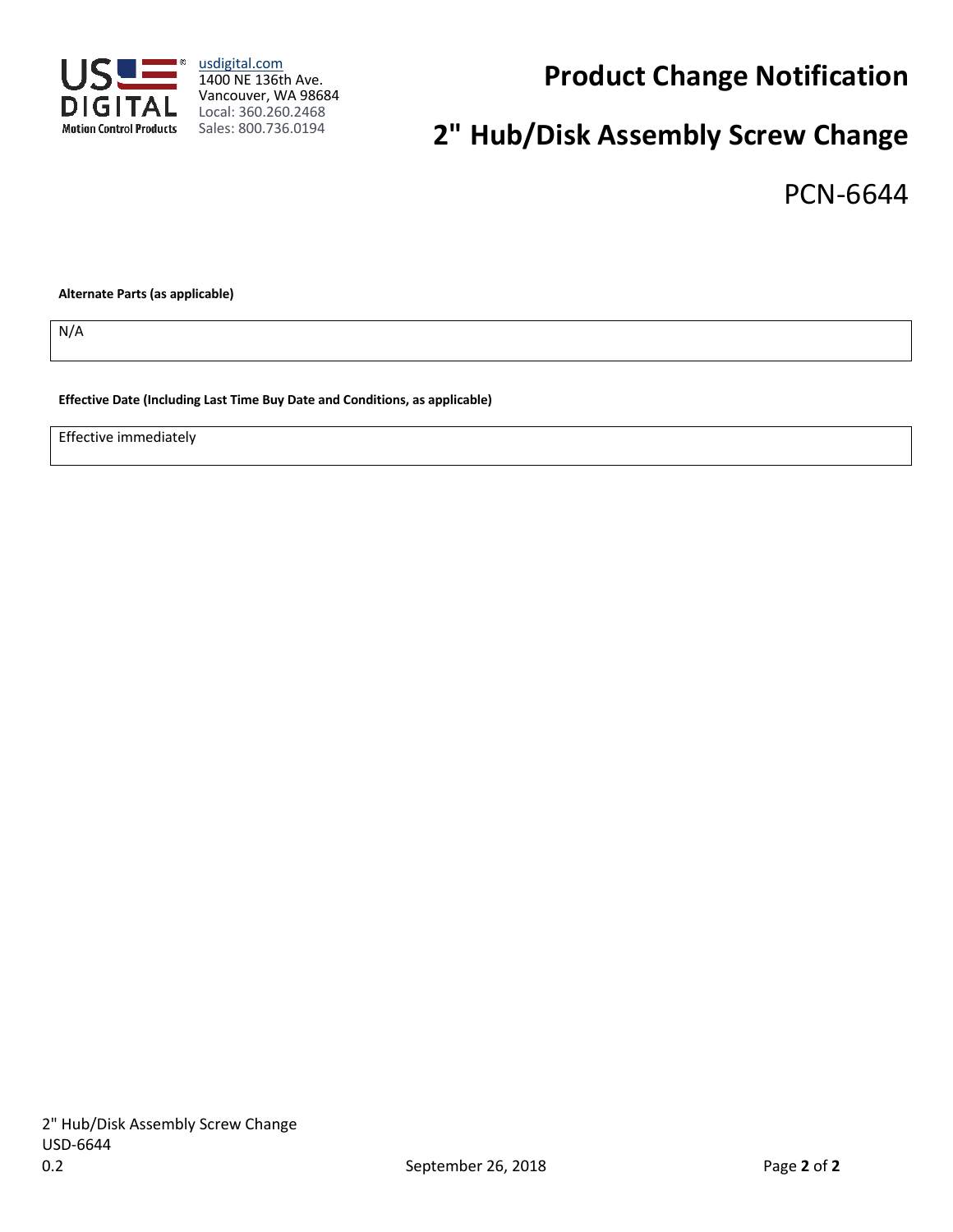**Alternate Parts (as applicable)**

N/A

**Effective Date (Including Last Time Buy Date and Conditions, as applicable)**

Effective immediately